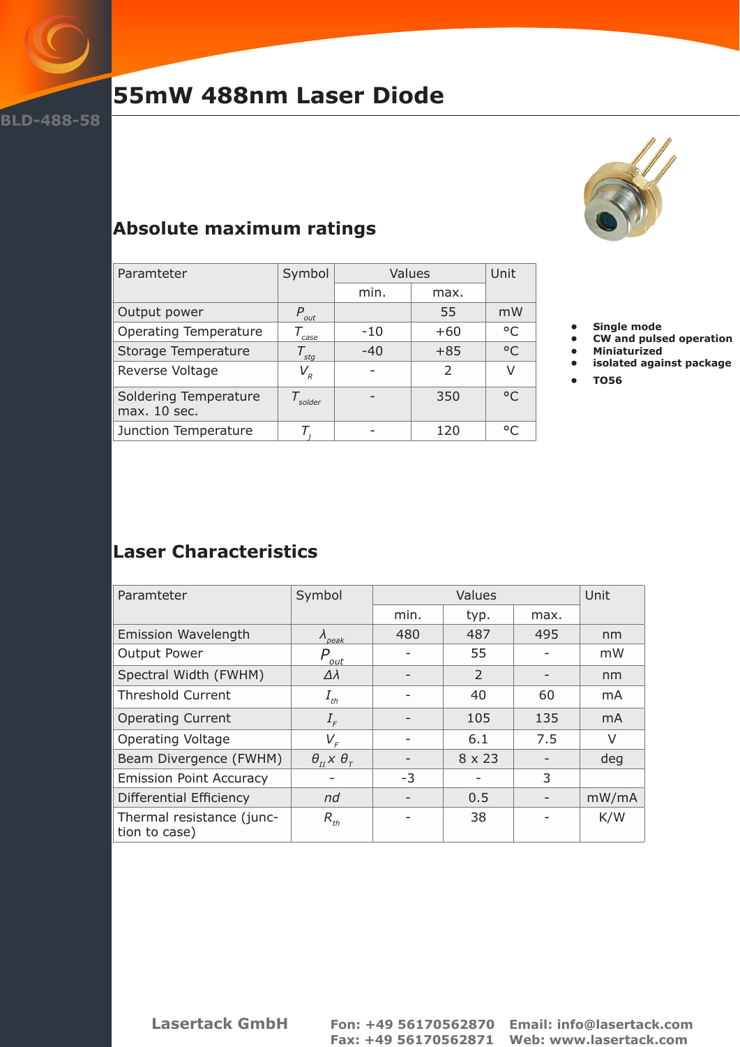BLD-488-58

# 55mW 488nm Laser Diode

## Absolute maximum ratings

| Paramteter | Symbol | Values | | Unit |
|---|---|---|---|---|
| | | min. | max. | |
| Output power | $P_{out}$ | | 55 | mW |
| Operating Temperature | $T_{case}$ | -10 | +60 | °C |
| Storage Temperature | $T_{stg}$ | -40 | +85 | °C |
| Reverse Voltage | $V_R$ | - | 2 | V |
| Soldering Temperature max. 10 sec. | $T_{solder}$ | - | 350 | °C |
| Junction Temperature | $T_j$ | - | 120 | °C |

- **Single mode**
- **CW and pulsed operation**
- **Miniaturized**
- **isolated against package**
- **TO56**

## Laser Characteristics

| Paramteter | Symbol | Values | | | Unit |
|---|---|---|---|---|---|
| | | min. | typ. | max. | |
| Emission Wavelength | $\lambda_{peak}$ | 480 | 487 | 495 | nm |
| Output Power | $P_{out}$ | - | 55 | - | mW |
| Spectral Width (FWHM) | $\Delta\lambda$ | - | 2 | - | nm |
| Threshold Current | $I_{th}$ | - | 40 | 60 | mA |
| Operating Current | $I_F$ | - | 105 | 135 | mA |
| Operating Voltage | $V_F$ | - | 6.1 | 7.5 | V |
| Beam Divergence (FWHM) | $\theta_{II} x \theta_T$ | - | 8 x 23 | - | deg |
| Emission Point Accuracy | - | -3 | - | 3 | |
| Differential Efficiency | $nd$ | - | 0.5 | - | mW/mA |
| Thermal resistance (junction to case) | $R_{th}$ | - | 38 | - | K/W |

Lasertack GmbH  Fon: +49 56170562870  Fax: +49 56170562871  Email: info@lasertack.com  Web: www.lasertack.com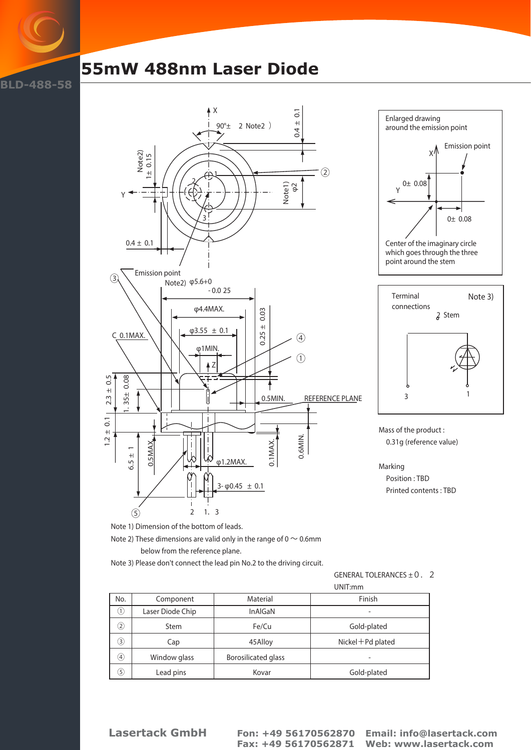# 55mW 488nm Laser Diode

BLD-488-58

Enlarged drawing around the emission point

Center of the imaginary circle which goes through the three point around the stem

Terminal connections — Note 3)

Mass of the product :
0.31g (reference value)

Marking
Position : TBD
Printed contents : TBD

Note 1) Dimension of the bottom of leads.

Note 2) These dimensions are valid only in the range of 0 ～ 0.6mm below from the reference plane.

Note 3) Please don't connect the lead pin No.2 to the driving circuit.

GENERAL TOLERANCES ± 0 . 2

UNIT:mm

| No. | Component | Material | Finish |
|---|---|---|---|
| ① | Laser Diode Chip | InAlGaN | - |
| ② | Stem | Fe/Cu | Gold-plated |
| ③ | Cap | 45Alloy | Nickel＋Pd plated |
| ④ | Window glass | Borosilicated glass | - |
| ⑤ | Lead pins | Kovar | Gold-plated |

**Lasertack GmbH** Fon: +49 56170562870 Fax: +49 56170562871 Email: info@lasertack.com Web: www.lasertack.com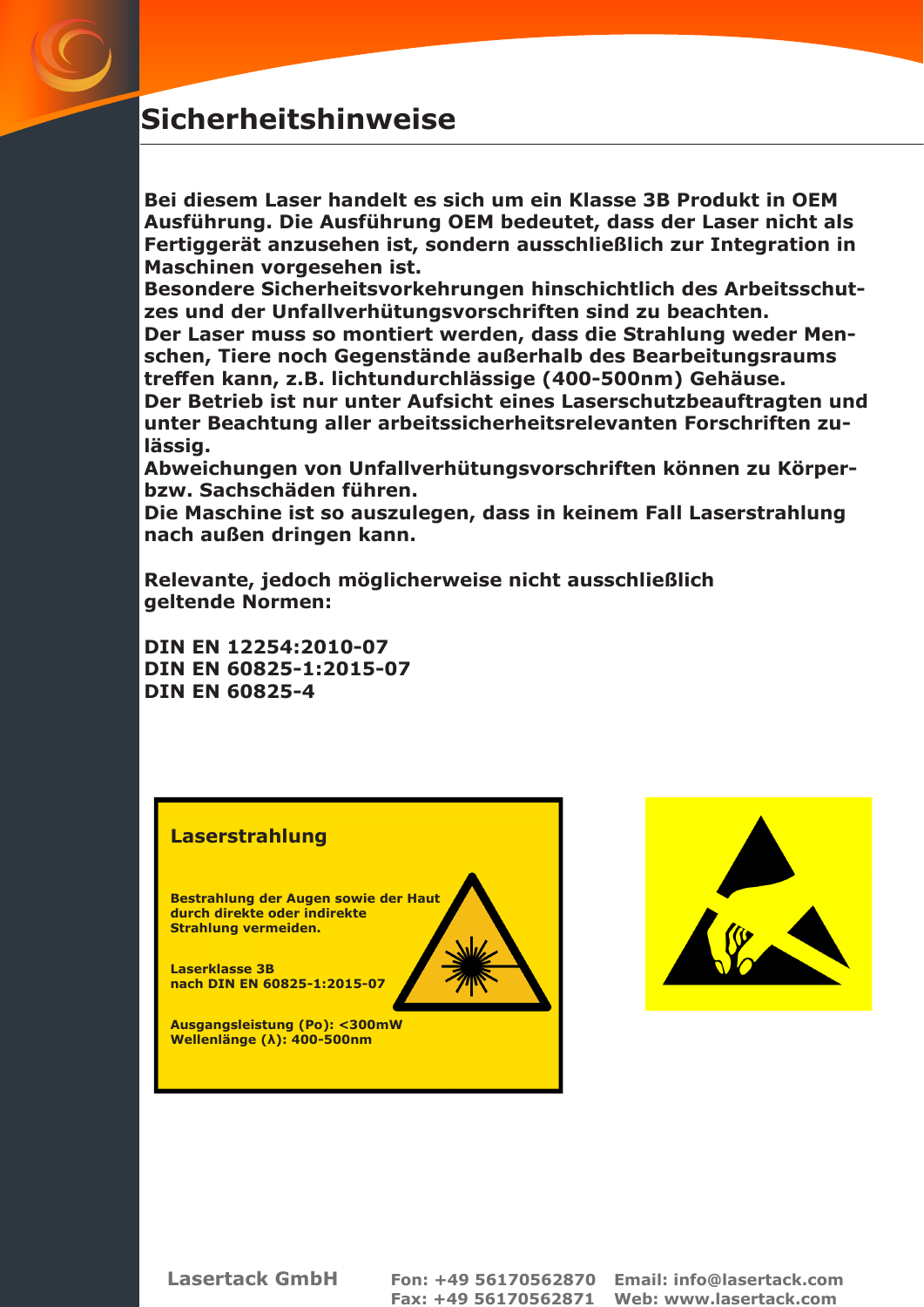# Sicherheitshinweise

**Bei diesem Laser handelt es sich um ein Klasse 3B Produkt in OEM Ausführung. Die Ausführung OEM bedeutet, dass der Laser nicht als Fertiggerät anzusehen ist, sondern ausschließlich zur Integration in Maschinen vorgesehen ist.**
**Besondere Sicherheitsvorkehrungen hinschichtlich des Arbeitsschutzes und der Unfallverhütungsvorschriften sind zu beachten.**
**Der Laser muss so montiert werden, dass die Strahlung weder Menschen, Tiere noch Gegenstände außerhalb des Bearbeitungsraums treffen kann, z.B. lichtundurchlässige (400-500nm) Gehäuse.**
**Der Betrieb ist nur unter Aufsicht eines Laserschutzbeauftragten und unter Beachtung aller arbeitssicherheitsrelevanten Forschriften zulässig.**
**Abweichungen von Unfallverhütungsvorschriften können zu Körper- bzw. Sachschäden führen.**
**Die Maschine ist so auszulegen, dass in keinem Fall Laserstrahlung nach außen dringen kann.**

**Relevante, jedoch möglicherweise nicht ausschließlich geltende Normen:**

**DIN EN 12254:2010-07**
**DIN EN 60825-1:2015-07**
**DIN EN 60825-4**

**Laserstrahlung**

**Bestrahlung der Augen sowie der Haut durch direkte oder indirekte Strahlung vermeiden.**

**Laserklasse 3B nach DIN EN 60825-1:2015-07**

**Ausgangsleistung (Po): <300mW**
**Wellenlänge (λ): 400-500nm**

Lasertack GmbH — Fon: +49 56170562870 — Email: info@lasertack.com
Fax: +49 56170562871 — Web: www.lasertack.com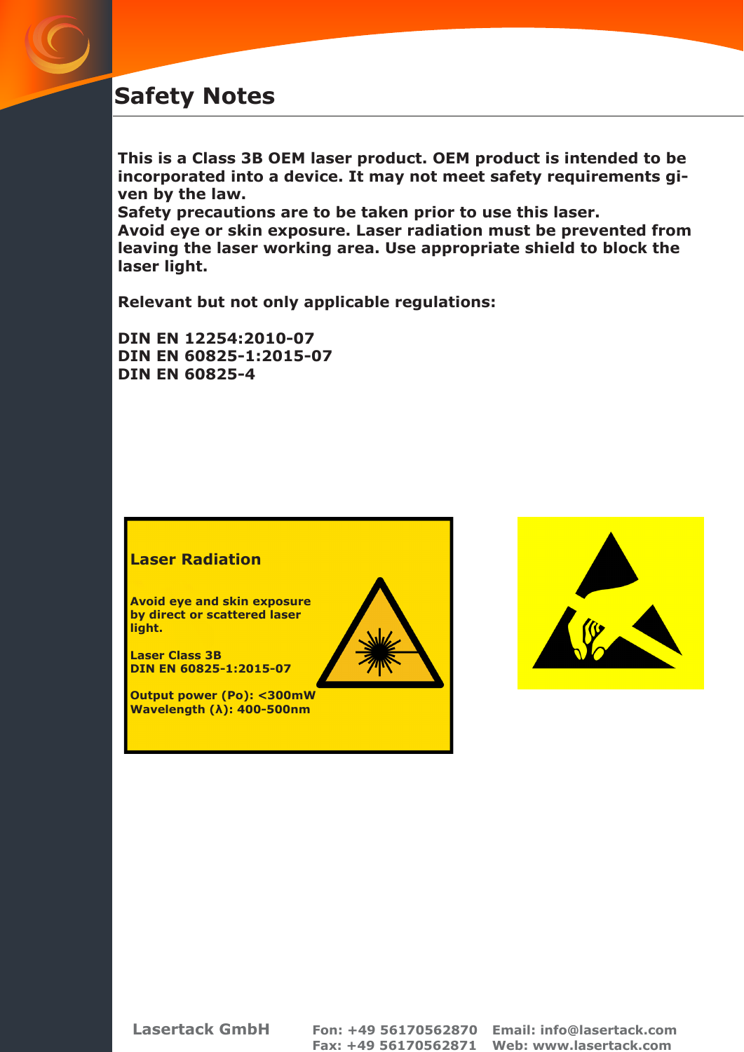# Safety Notes

**This is a Class 3B OEM laser product. OEM product is intended to be incorporated into a device. It may not meet safety requirements given by the law.**
**Safety precautions are to be taken prior to use this laser.**
**Avoid eye or skin exposure. Laser radiation must be prevented from leaving the laser working area. Use appropriate shield to block the laser light.**

**Relevant but not only applicable regulations:**

**DIN EN 12254:2010-07**
**DIN EN 60825-1:2015-07**
**DIN EN 60825-4**

**Laser Radiation**

**Avoid eye and skin exposure by direct or scattered laser light.**

**Laser Class 3B**
**DIN EN 60825-1:2015-07**

**Output power (Po): <300mW**
**Wavelength (λ): 400-500nm**

**Lasertack GmbH** Fon: +49 56170562870 Email: info@lasertack.com
Fax: +49 56170562871 Web: www.lasertack.com